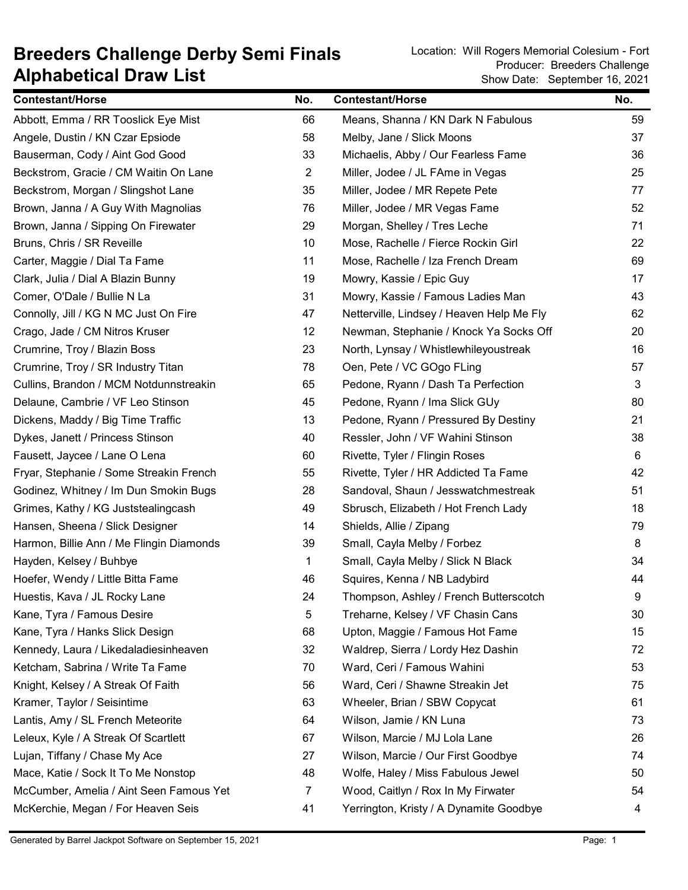# Breeders Challenge Derby Semi Finals
# Alphabetical Draw List

Location: Will Rogers Memorial Colesium - Fort
Producer: Breeders Challenge
Show Date: September 16, 2021

| Contestant/Horse | No. | Contestant/Horse | No. |
|---|---|---|---|
| Abbott, Emma / RR Tooslick Eye Mist | 66 | Means, Shanna / KN Dark N Fabulous | 59 |
| Angele, Dustin / KN Czar Epsiode | 58 | Melby, Jane / Slick Moons | 37 |
| Bauserman, Cody / Aint God Good | 33 | Michaelis, Abby / Our Fearless Fame | 36 |
| Beckstrom, Gracie / CM Waitin On Lane | 2 | Miller, Jodee / JL FAme in Vegas | 25 |
| Beckstrom, Morgan / Slingshot Lane | 35 | Miller, Jodee / MR Repete Pete | 77 |
| Brown, Janna / A Guy With Magnolias | 76 | Miller, Jodee / MR Vegas Fame | 52 |
| Brown, Janna / Sipping On Firewater | 29 | Morgan, Shelley / Tres Leche | 71 |
| Bruns, Chris / SR Reveille | 10 | Mose, Rachelle / Fierce Rockin Girl | 22 |
| Carter, Maggie / Dial Ta Fame | 11 | Mose, Rachelle / Iza French Dream | 69 |
| Clark, Julia / Dial A Blazin Bunny | 19 | Mowry, Kassie / Epic Guy | 17 |
| Comer, O'Dale / Bullie N La | 31 | Mowry, Kassie / Famous Ladies Man | 43 |
| Connolly, Jill / KG N MC Just On Fire | 47 | Netterville, Lindsey / Heaven Help Me Fly | 62 |
| Crago, Jade / CM Nitros Kruser | 12 | Newman, Stephanie / Knock Ya Socks Off | 20 |
| Crumrine, Troy / Blazin Boss | 23 | North, Lynsay / Whistlewhileyoustreak | 16 |
| Crumrine, Troy / SR Industry Titan | 78 | Oen, Pete / VC GOgo FLing | 57 |
| Cullins, Brandon / MCM Notdunnstreakin | 65 | Pedone, Ryann / Dash Ta Perfection | 3 |
| Delaune, Cambrie / VF Leo Stinson | 45 | Pedone, Ryann / Ima Slick GUy | 80 |
| Dickens, Maddy / Big Time Traffic | 13 | Pedone, Ryann / Pressured By Destiny | 21 |
| Dykes, Janett / Princess Stinson | 40 | Ressler, John / VF Wahini Stinson | 38 |
| Fausett, Jaycee / Lane O Lena | 60 | Rivette, Tyler / Flingin Roses | 6 |
| Fryar, Stephanie / Some Streakin French | 55 | Rivette, Tyler / HR Addicted Ta Fame | 42 |
| Godinez, Whitney / Im Dun Smokin Bugs | 28 | Sandoval, Shaun / Jesswatchmestreak | 51 |
| Grimes, Kathy / KG Juststealingcash | 49 | Sbrusch, Elizabeth / Hot French Lady | 18 |
| Hansen, Sheena / Slick Designer | 14 | Shields, Allie / Zipang | 79 |
| Harmon, Billie Ann / Me Flingin Diamonds | 39 | Small, Cayla Melby / Forbez | 8 |
| Hayden, Kelsey / Buhbye | 1 | Small, Cayla Melby / Slick N Black | 34 |
| Hoefer, Wendy / Little Bitta Fame | 46 | Squires, Kenna / NB Ladybird | 44 |
| Huestis, Kava / JL Rocky Lane | 24 | Thompson, Ashley / French Butterscotch | 9 |
| Kane, Tyra / Famous Desire | 5 | Treharne, Kelsey / VF Chasin Cans | 30 |
| Kane, Tyra / Hanks Slick Design | 68 | Upton, Maggie / Famous Hot Fame | 15 |
| Kennedy, Laura / Likedaladiesinheaven | 32 | Waldrep, Sierra / Lordy Hez Dashin | 72 |
| Ketcham, Sabrina / Write Ta Fame | 70 | Ward, Ceri / Famous Wahini | 53 |
| Knight, Kelsey / A Streak Of Faith | 56 | Ward, Ceri / Shawne Streakin Jet | 75 |
| Kramer, Taylor / Seisintime | 63 | Wheeler, Brian / SBW Copycat | 61 |
| Lantis, Amy / SL French Meteorite | 64 | Wilson, Jamie / KN Luna | 73 |
| Leleux, Kyle / A Streak Of Scartlett | 67 | Wilson, Marcie / MJ Lola Lane | 26 |
| Lujan, Tiffany / Chase My Ace | 27 | Wilson, Marcie / Our First Goodbye | 74 |
| Mace, Katie / Sock It To Me Nonstop | 48 | Wolfe, Haley / Miss Fabulous Jewel | 50 |
| McCumber, Amelia / Aint Seen Famous Yet | 7 | Wood, Caitlyn / Rox In My Firwater | 54 |
| McKerchie, Megan / For Heaven Seis | 41 | Yerrington, Kristy / A Dynamite Goodbye | 4 |

Generated by Barrel Jackpot Software on September 15, 2021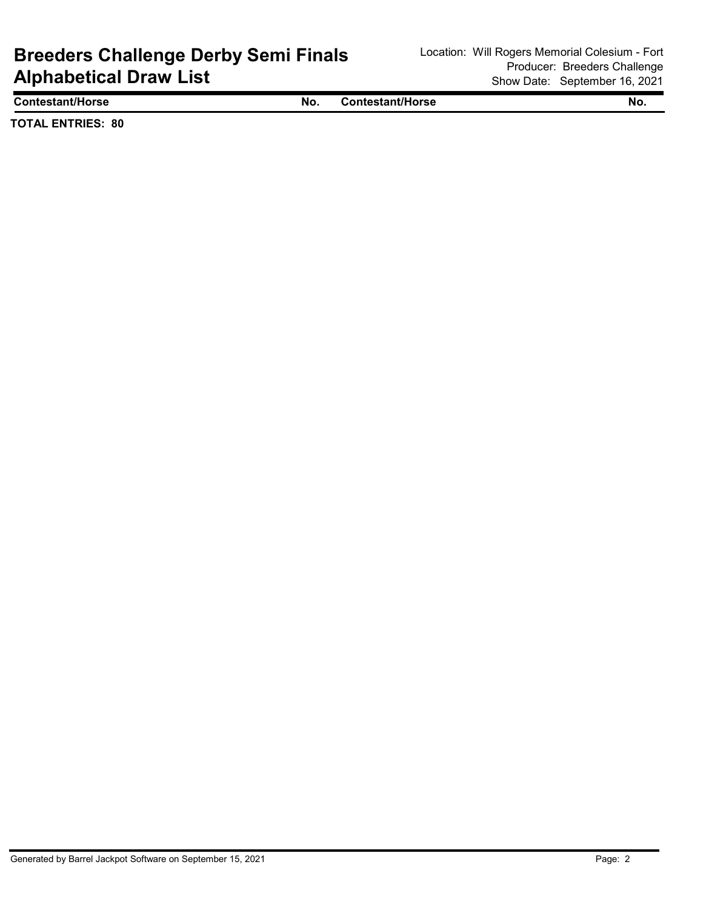# Breeders Challenge Derby Semi Finals
# Alphabetical Draw List

Location: Will Rogers Memorial Colesium - Fort
Producer: Breeders Challenge
Show Date: September 16, 2021

| Contestant/Horse | No. | Contestant/Horse | No. |
|---|---|---|---|

**TOTAL ENTRIES: 80**

Generated by Barrel Jackpot Software on September 15, 2021